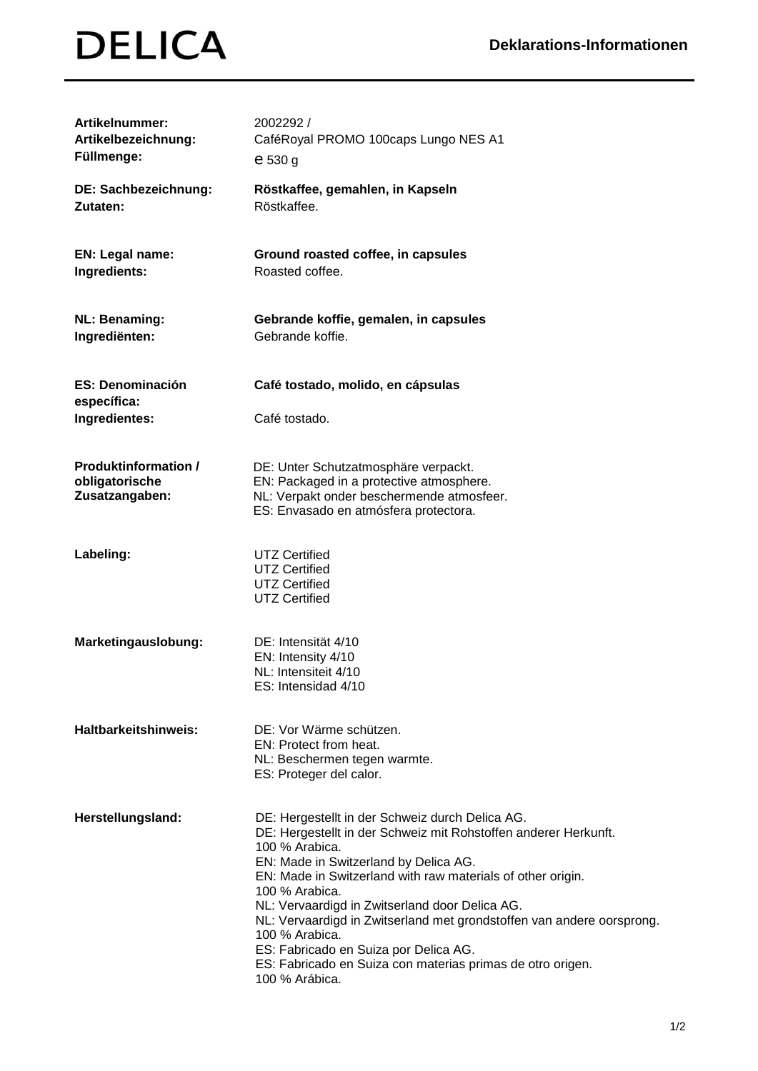# DELICA

## Deklarations-Informationen

| | |
|---|---|
| **Artikelnummer:** | 2002292 / |
| **Artikelbezeichnung:** | CaféRoyal PROMO 100caps Lungo NES A1 |
| **Füllmenge:** | ℮ 530 g |
| **DE: Sachbezeichnung:** | **Röstkaffee, gemahlen, in Kapseln** |
| **Zutaten:** | Röstkaffee. |
| **EN: Legal name:** | **Ground roasted coffee, in capsules** |
| **Ingredients:** | Roasted coffee. |
| **NL: Benaming:** | **Gebrande koffie, gemalen, in capsules** |
| **Ingrediënten:** | Gebrande koffie. |
| **ES: Denominación específica:** | **Café tostado, molido, en cápsulas** |
| **Ingredientes:** | Café tostado. |
| **Produktinformation / obligatorische Zusatzangaben:** | DE: Unter Schutzatmosphäre verpackt.<br>EN: Packaged in a protective atmosphere.<br>NL: Verpakt onder beschermende atmosfeer.<br>ES: Envasado en atmósfera protectora. |
| **Labeling:** | UTZ Certified<br>UTZ Certified<br>UTZ Certified<br>UTZ Certified |
| **Marketingauslobung:** | DE: Intensität 4/10<br>EN: Intensity 4/10<br>NL: Intensiteit 4/10<br>ES: Intensidad 4/10 |
| **Haltbarkeitshinweis:** | DE: Vor Wärme schützen.<br>EN: Protect from heat.<br>NL: Beschermen tegen warmte.<br>ES: Proteger del calor. |
| **Herstellungsland:** | DE: Hergestellt in der Schweiz durch Delica AG.<br>DE: Hergestellt in der Schweiz mit Rohstoffen anderer Herkunft.<br>100 % Arabica.<br>EN: Made in Switzerland by Delica AG.<br>EN: Made in Switzerland with raw materials of other origin.<br>100 % Arabica.<br>NL: Vervaardigd in Zwitserland door Delica AG.<br>NL: Vervaardigd in Zwitserland met grondstoffen van andere oorsprong.<br>100 % Arabica.<br>ES: Fabricado en Suiza por Delica AG.<br>ES: Fabricado en Suiza con materias primas de otro origen.<br>100 % Arábica. |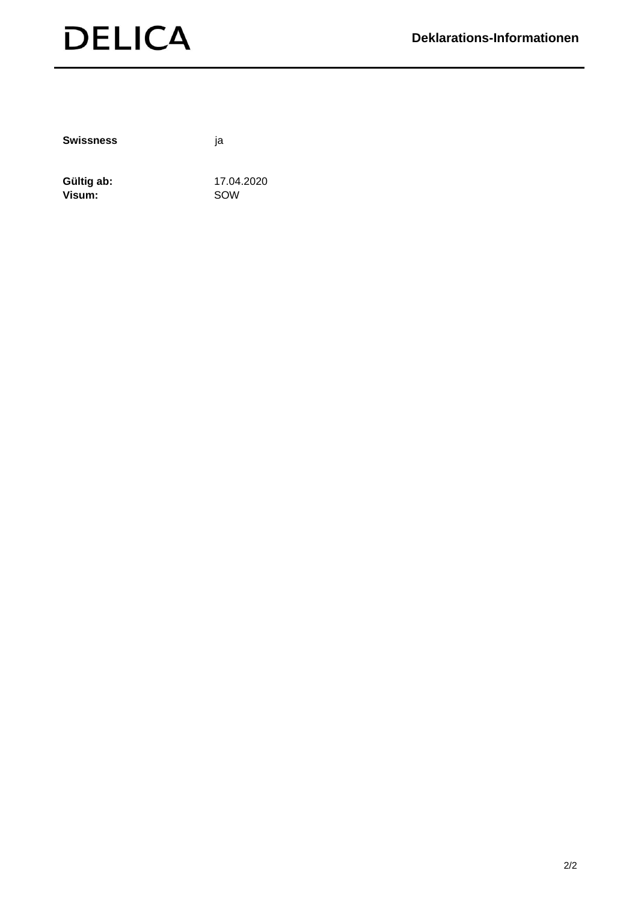**Swissness** ja

**Gültig ab:** 17.04.2020
**Visum:** SOW